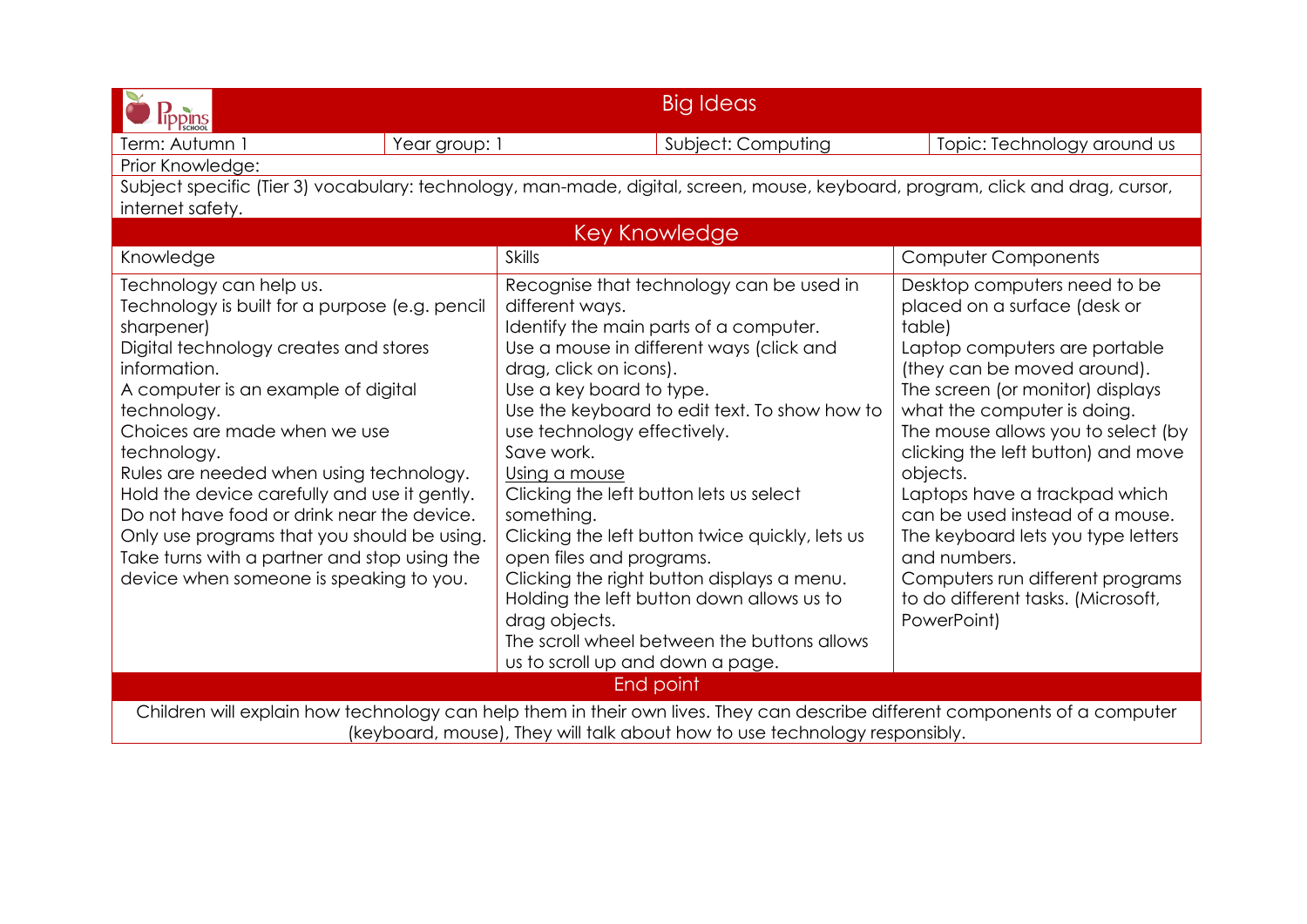# Big Ideas

| Term: Autumn 1 | Year group: 1 | Subject: Computing | Topic: Technology around us |
|---|---|---|---|

Prior Knowledge:

Subject specific (Tier 3) vocabulary: technology, man-made, digital, screen, mouse, keyboard, program, click and drag, cursor, internet safety.

## Key Knowledge

| Knowledge | Skills | Computer Components |
|---|---|---|
| Technology can help us.<br>Technology is built for a purpose (e.g. pencil sharpener)<br>Digital technology creates and stores information.<br>A computer is an example of digital technology.<br>Choices are made when we use technology.<br>Rules are needed when using technology.<br>Hold the device carefully and use it gently.<br>Do not have food or drink near the device.<br>Only use programs that you should be using.<br>Take turns with a partner and stop using the device when someone is speaking to you. | Recognise that technology can be used in different ways.<br>Identify the main parts of a computer.<br>Use a mouse in different ways (click and drag, click on icons).<br>Use a key board to type.<br>Use the keyboard to edit text. To show how to use technology effectively.<br>Save work.<br><u>Using a mouse</u><br>Clicking the left button lets us select something.<br>Clicking the left button twice quickly, lets us open files and programs.<br>Clicking the right button displays a menu.<br>Holding the left button down allows us to drag objects.<br>The scroll wheel between the buttons allows us to scroll up and down a page. | Desktop computers need to be placed on a surface (desk or table)<br>Laptop computers are portable (they can be moved around).<br>The screen (or monitor) displays what the computer is doing.<br>The mouse allows you to select (by clicking the left button) and move objects.<br>Laptops have a trackpad which can be used instead of a mouse.<br>The keyboard lets you type letters and numbers.<br>Computers run different programs to do different tasks. (Microsoft, PowerPoint) |

## End point

Children will explain how technology can help them in their own lives. They can describe different components of a computer (keyboard, mouse), They will talk about how to use technology responsibly.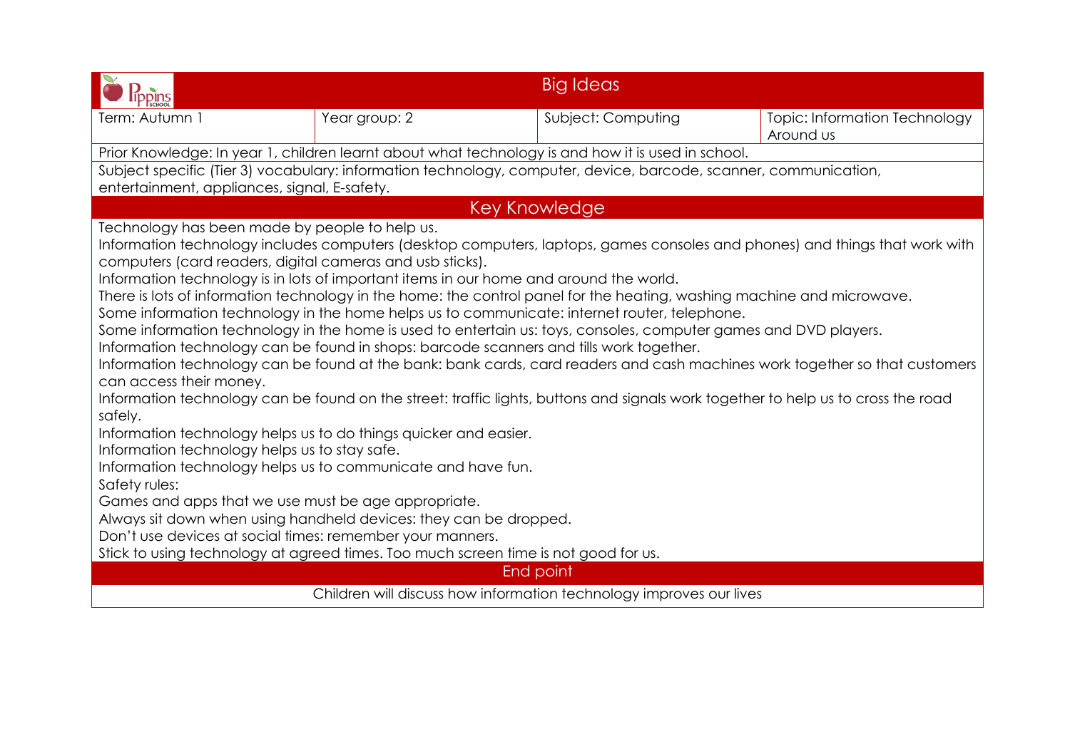# Big Ideas

| Term: Autumn 1 | Year group: 2 | Subject: Computing | Topic: Information Technology Around us |
| --- | --- | --- | --- |

Prior Knowledge: In year 1, children learnt about what technology is and how it is used in school.

Subject specific (Tier 3) vocabulary: information technology, computer, device, barcode, scanner, communication, entertainment, appliances, signal, E-safety.

## Key Knowledge

Technology has been made by people to help us.

Information technology includes computers (desktop computers, laptops, games consoles and phones) and things that work with computers (card readers, digital cameras and usb sticks).

Information technology is in lots of important items in our home and around the world.

There is lots of information technology in the home: the control panel for the heating, washing machine and microwave.

Some information technology in the home helps us to communicate: internet router, telephone.

Some information technology in the home is used to entertain us: toys, consoles, computer games and DVD players.

Information technology can be found in shops: barcode scanners and tills work together.

Information technology can be found at the bank: bank cards, card readers and cash machines work together so that customers can access their money.

Information technology can be found on the street: traffic lights, buttons and signals work together to help us to cross the road safely.

Information technology helps us to do things quicker and easier.

Information technology helps us to stay safe.

Information technology helps us to communicate and have fun.

Safety rules:

Games and apps that we use must be age appropriate.

Always sit down when using handheld devices: they can be dropped.

Don't use devices at social times: remember your manners.

Stick to using technology at agreed times. Too much screen time is not good for us.

## End point

Children will discuss how information technology improves our lives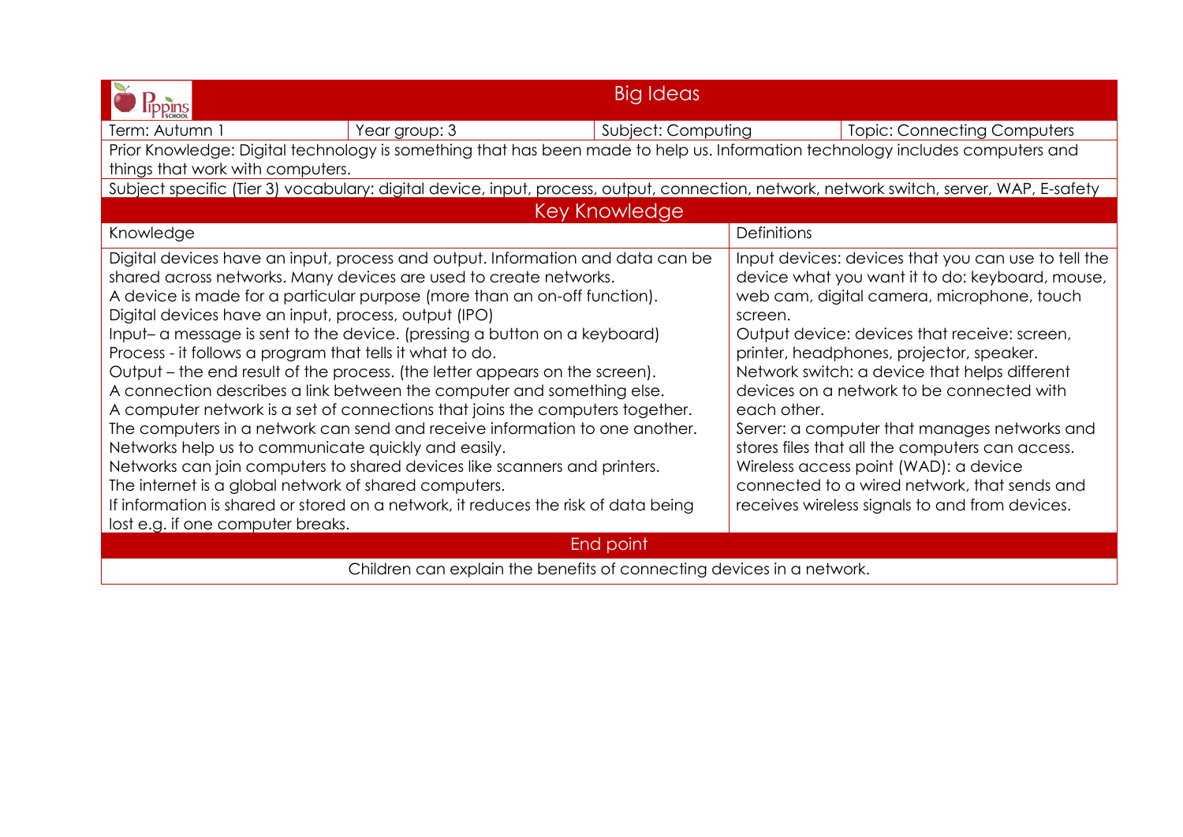# Big Ideas

| Term: Autumn 1 | Year group: 3 | Subject: Computing | Topic: Connecting Computers |
|---|---|---|---|

Prior Knowledge: Digital technology is something that has been made to help us. Information technology includes computers and things that work with computers.

Subject specific (Tier 3) vocabulary: digital device, input, process, output, connection, network, network switch, server, WAP, E-safety

## Key Knowledge

| Knowledge | Definitions |
|---|---|
| Digital devices have an input, process and output. Information and data can be shared across networks. Many devices are used to create networks.<br>A device is made for a particular purpose (more than an on-off function).<br>Digital devices have an input, process, output (IPO)<br>Input– a message is sent to the device. (pressing a button on a keyboard)<br>Process - it follows a program that tells it what to do.<br>Output – the end result of the process. (the letter appears on the screen).<br>A connection describes a link between the computer and something else.<br>A computer network is a set of connections that joins the computers together.<br>The computers in a network can send and receive information to one another.<br>Networks help us to communicate quickly and easily.<br>Networks can join computers to shared devices like scanners and printers.<br>The internet is a global network of shared computers.<br>If information is shared or stored on a network, it reduces the risk of data being lost e.g. if one computer breaks. | Input devices: devices that you can use to tell the device what you want it to do: keyboard, mouse, web cam, digital camera, microphone, touch screen.<br>Output device: devices that receive: screen, printer, headphones, projector, speaker.<br>Network switch: a device that helps different devices on a network to be connected with each other.<br>Server: a computer that manages networks and stores files that all the computers can access.<br>Wireless access point (WAD): a device connected to a wired network, that sends and receives wireless signals to and from devices. |

## End point

Children can explain the benefits of connecting devices in a network.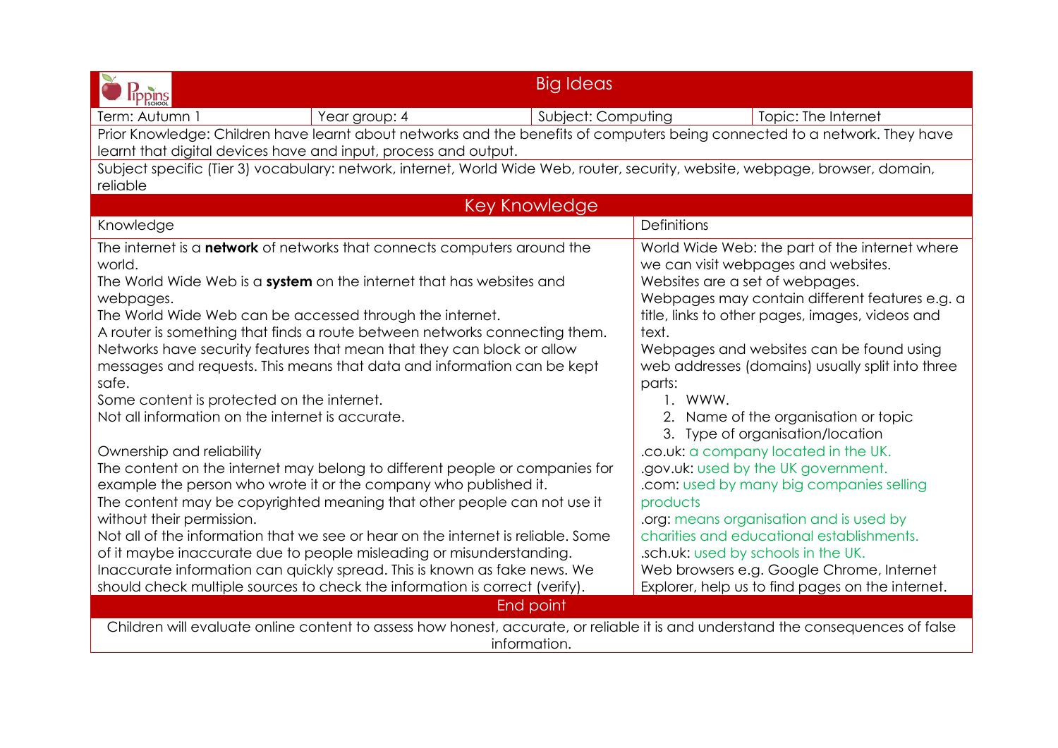## Big Ideas

| Term: Autumn 1 | Year group: 4 | Subject: Computing | Topic: The Internet |
|---|---|---|---|

Prior Knowledge: Children have learnt about networks and the benefits of computers being connected to a network. They have learnt that digital devices have and input, process and output.

Subject specific (Tier 3) vocabulary: network, internet, World Wide Web, router, security, website, webpage, browser, domain, reliable

## Key Knowledge

| Knowledge | Definitions |
|---|---|
| The internet is a **network** of networks that connects computers around the world.<br>The World Wide Web is a **system** on the internet that has websites and webpages.<br>The World Wide Web can be accessed through the internet.<br>A router is something that finds a route between networks connecting them.<br>Networks have security features that mean that they can block or allow messages and requests. This means that data and information can be kept safe.<br>Some content is protected on the internet.<br>Not all information on the internet is accurate.<br><br>Ownership and reliability<br>The content on the internet may belong to different people or companies for example the person who wrote it or the company who published it.<br>The content may be copyrighted meaning that other people can not use it without their permission.<br>Not all of the information that we see or hear on the internet is reliable. Some of it maybe inaccurate due to people misleading or misunderstanding.<br>Inaccurate information can quickly spread. This is known as fake news. We should check multiple sources to check the information is correct (verify). | World Wide Web: the part of the internet where we can visit webpages and websites.<br>Websites are a set of webpages.<br>Webpages may contain different features e.g. a title, links to other pages, images, videos and text.<br>Webpages and websites can be found using web addresses (domains) usually split into three parts:<br>1. WWW.<br>2. Name of the organisation or topic<br>3. Type of organisation/location<br>.co.uk: a company located in the UK.<br>.gov.uk: used by the UK government.<br>.com: used by many big companies selling products<br>.org: means organisation and is used by charities and educational establishments.<br>.sch.uk: used by schools in the UK.<br>Web browsers e.g. Google Chrome, Internet Explorer, help us to find pages on the internet. |

## End point

Children will evaluate online content to assess how honest, accurate, or reliable it is and understand the consequences of false information.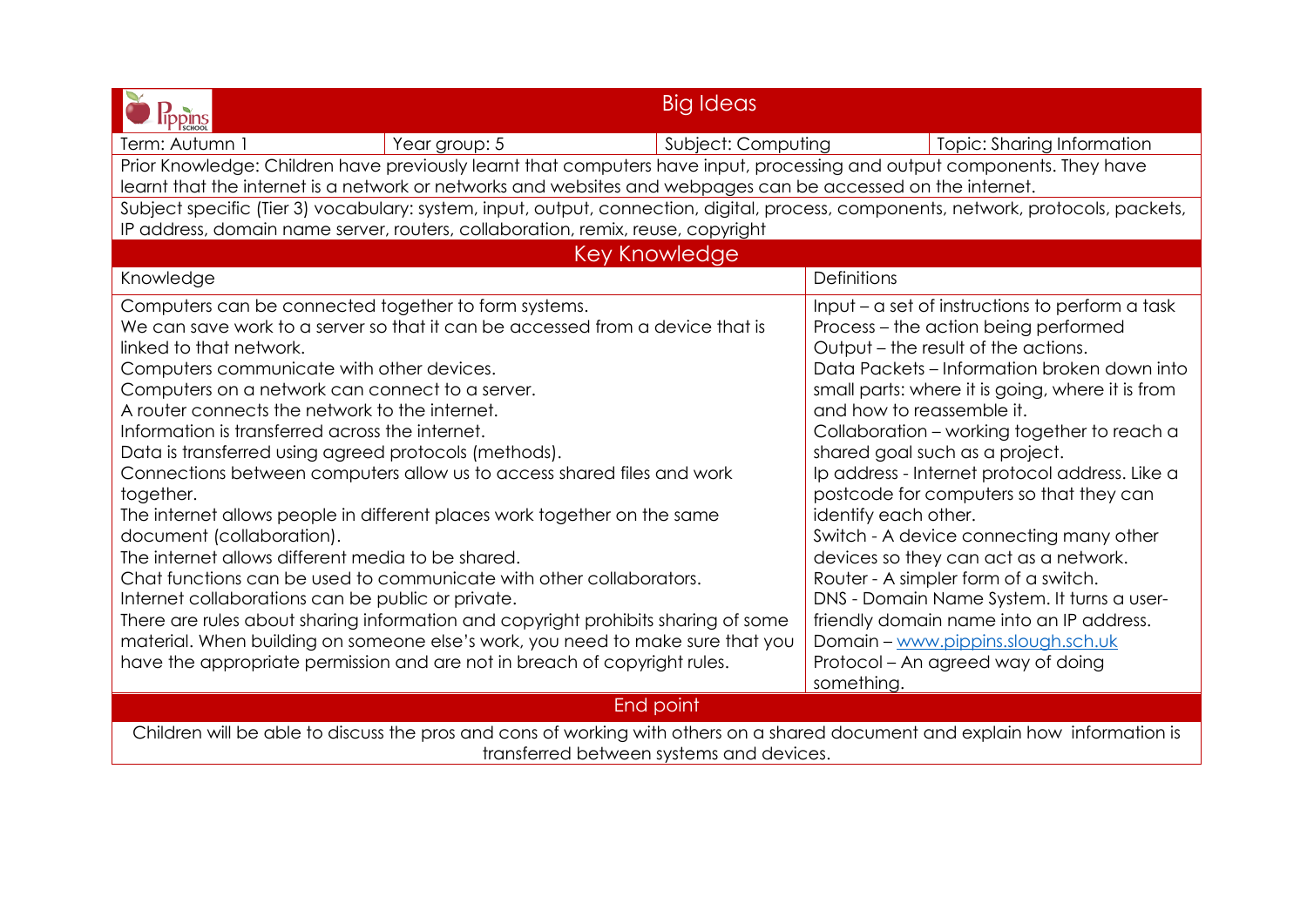## Big Ideas

| Term: Autumn 1 | Year group: 5 | Subject: Computing | Topic: Sharing Information |
|---|---|---|---|

Prior Knowledge: Children have previously learnt that computers have input, processing and output components. They have learnt that the internet is a network or networks and websites and webpages can be accessed on the internet.

Subject specific (Tier 3) vocabulary: system, input, output, connection, digital, process, components, network, protocols, packets, IP address, domain name server, routers, collaboration, remix, reuse, copyright

## Key Knowledge

| Knowledge | Definitions |
|---|---|
| Computers can be connected together to form systems.<br>We can save work to a server so that it can be accessed from a device that is linked to that network.<br>Computers communicate with other devices.<br>Computers on a network can connect to a server.<br>A router connects the network to the internet.<br>Information is transferred across the internet.<br>Data is transferred using agreed protocols (methods).<br>Connections between computers allow us to access shared files and work together.<br>The internet allows people in different places work together on the same document (collaboration).<br>The internet allows different media to be shared.<br>Chat functions can be used to communicate with other collaborators.<br>Internet collaborations can be public or private.<br>There are rules about sharing information and copyright prohibits sharing of some material. When building on someone else's work, you need to make sure that you have the appropriate permission and are not in breach of copyright rules. | Input – a set of instructions to perform a task<br>Process – the action being performed<br>Output – the result of the actions.<br>Data Packets – Information broken down into small parts: where it is going, where it is from and how to reassemble it.<br>Collaboration – working together to reach a shared goal such as a project.<br>Ip address - Internet protocol address. Like a postcode for computers so that they can identify each other.<br>Switch - A device connecting many other devices so they can act as a network.<br>Router - A simpler form of a switch.<br>DNS - Domain Name System. It turns a user-friendly domain name into an IP address.<br>Domain – www.pippins.slough.sch.uk<br>Protocol – An agreed way of doing something. |

## End point

Children will be able to discuss the pros and cons of working with others on a shared document and explain how information is transferred between systems and devices.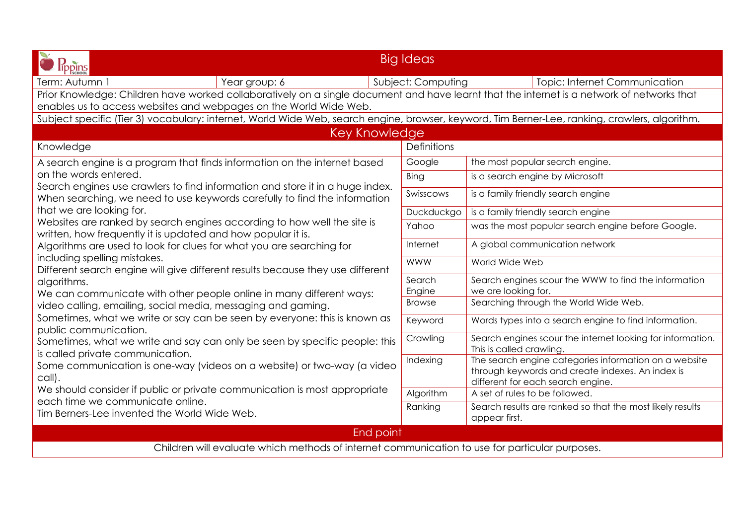# Big Ideas

| Term: Autumn 1 | Year group: 6 | Subject: Computing | Topic: Internet Communication |
|---|---|---|---|

Prior Knowledge: Children have worked collaboratively on a single document and have learnt that the internet is a network of networks that enables us to access websites and webpages on the World Wide Web.

Subject specific (Tier 3) vocabulary: internet, World Wide Web, search engine, browser, keyword, Tim Berner-Lee, ranking, crawlers, algorithm.

## Key Knowledge

### Knowledge

A search engine is a program that finds information on the internet based on the words entered.
Search engines use crawlers to find information and store it in a huge index.
When searching, we need to use keywords carefully to find the information that we are looking for.
Websites are ranked by search engines according to how well the site is written, how frequently it is updated and how popular it is.
Algorithms are used to look for clues for what you are searching for including spelling mistakes.
Different search engine will give different results because they use different algorithms.
We can communicate with other people online in many different ways: video calling, emailing, social media, messaging and gaming.
Sometimes, what we write or say can be seen by everyone: this is known as public communication.
Sometimes, what we write and say can only be seen by specific people: this is called private communication.
Some communication is one-way (videos on a website) or two-way (a video call).
We should consider if public or private communication is most appropriate each time we communicate online.
Tim Berners-Lee invented the World Wide Web.

### Definitions

| | |
|---|---|
| Google | the most popular search engine. |
| Bing | is a search engine by Microsoft |
| Swisscows | is a family friendly search engine |
| Duckduckgo | is a family friendly search engine |
| Yahoo | was the most popular search engine before Google. |
| Internet | A global communication network |
| WWW | World Wide Web |
| Search Engine | Search engines scour the WWW to find the information we are looking for. |
| Browse | Searching through the World Wide Web. |
| Keyword | Words types into a search engine to find information. |
| Crawling | Search engines scour the internet looking for information. This is called crawling. |
| Indexing | The search engine categories information on a website through keywords and create indexes. An index is different for each search engine. |
| Algorithm | A set of rules to be followed. |
| Ranking | Search results are ranked so that the most likely results appear first. |

## End point

Children will evaluate which methods of internet communication to use for particular purposes.